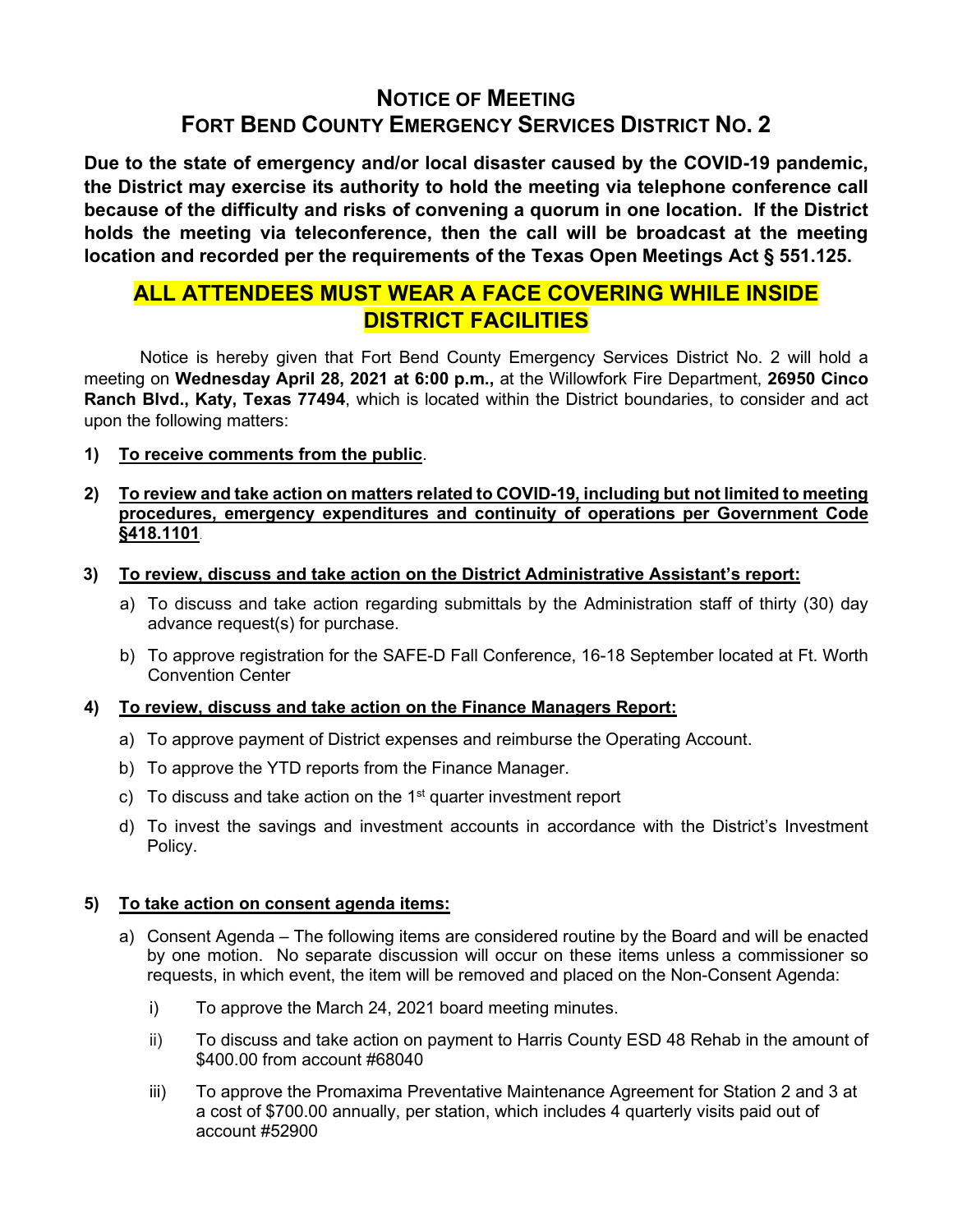# NOTICE OF MEETING
# FORT BEND COUNTY EMERGENCY SERVICES DISTRICT NO. 2

**Due to the state of emergency and/or local disaster caused by the COVID-19 pandemic, the District may exercise its authority to hold the meeting via telephone conference call because of the difficulty and risks of convening a quorum in one location. If the District holds the meeting via teleconference, then the call will be broadcast at the meeting location and recorded per the requirements of the Texas Open Meetings Act § 551.125.**

## ALL ATTENDEES MUST WEAR A FACE COVERING WHILE INSIDE DISTRICT FACILITIES

Notice is hereby given that Fort Bend County Emergency Services District No. 2 will hold a meeting on **Wednesday April 28, 2021 at 6:00 p.m.,** at the Willowfork Fire Department, **26950 Cinco Ranch Blvd., Katy, Texas 77494**, which is located within the District boundaries, to consider and act upon the following matters:

1) **To receive comments from the public**.

2) **To review and take action on matters related to COVID-19, including but not limited to meeting procedures, emergency expenditures and continuity of operations per Government Code §418.1101**.

3) **To review, discuss and take action on the District Administrative Assistant's report:**
   a) To discuss and take action regarding submittals by the Administration staff of thirty (30) day advance request(s) for purchase.
   b) To approve registration for the SAFE-D Fall Conference, 16-18 September located at Ft. Worth Convention Center

4) **To review, discuss and take action on the Finance Managers Report:**
   a) To approve payment of District expenses and reimburse the Operating Account.
   b) To approve the YTD reports from the Finance Manager.
   c) To discuss and take action on the 1st quarter investment report
   d) To invest the savings and investment accounts in accordance with the District's Investment Policy.

5) **To take action on consent agenda items:**
   a) Consent Agenda – The following items are considered routine by the Board and will be enacted by one motion. No separate discussion will occur on these items unless a commissioner so requests, in which event, the item will be removed and placed on the Non-Consent Agenda:
      i) To approve the March 24, 2021 board meeting minutes.
      ii) To discuss and take action on payment to Harris County ESD 48 Rehab in the amount of $400.00 from account #68040
      iii) To approve the Promaxima Preventative Maintenance Agreement for Station 2 and 3 at a cost of $700.00 annually, per station, which includes 4 quarterly visits paid out of account #52900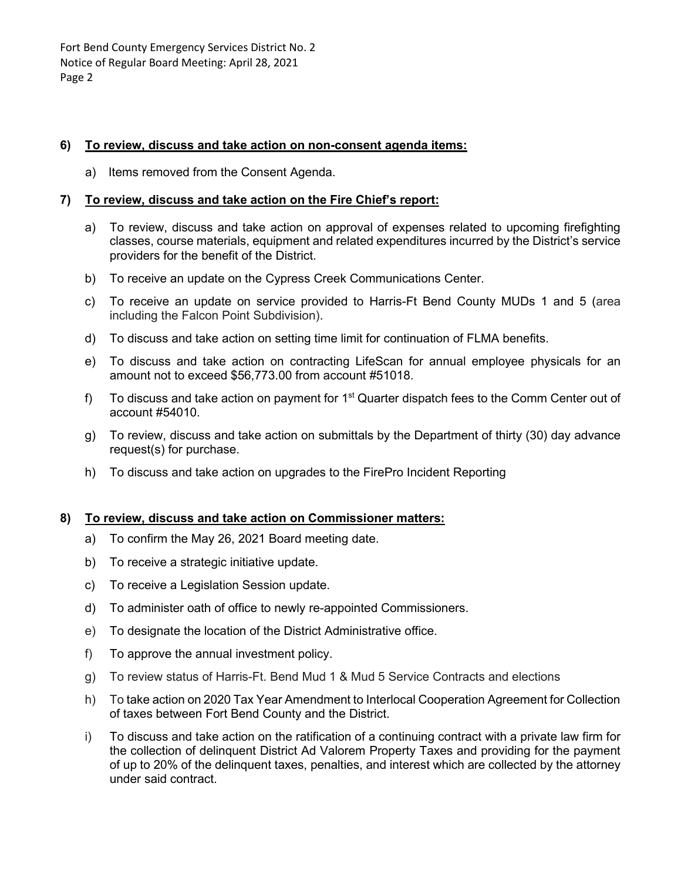**6) To review, discuss and take action on non-consent agenda items:**

a) Items removed from the Consent Agenda.

**7) To review, discuss and take action on the Fire Chief's report:**

a) To review, discuss and take action on approval of expenses related to upcoming firefighting classes, course materials, equipment and related expenditures incurred by the District's service providers for the benefit of the District.

b) To receive an update on the Cypress Creek Communications Center.

c) To receive an update on service provided to Harris-Ft Bend County MUDs 1 and 5 (area including the Falcon Point Subdivision).

d) To discuss and take action on setting time limit for continuation of FLMA benefits.

e) To discuss and take action on contracting LifeScan for annual employee physicals for an amount not to exceed $56,773.00 from account #51018.

f) To discuss and take action on payment for 1st Quarter dispatch fees to the Comm Center out of account #54010.

g) To review, discuss and take action on submittals by the Department of thirty (30) day advance request(s) for purchase.

h) To discuss and take action on upgrades to the FirePro Incident Reporting

**8) To review, discuss and take action on Commissioner matters:**

a) To confirm the May 26, 2021 Board meeting date.

b) To receive a strategic initiative update.

c) To receive a Legislation Session update.

d) To administer oath of office to newly re-appointed Commissioners.

e) To designate the location of the District Administrative office.

f) To approve the annual investment policy.

g) To review status of Harris-Ft. Bend Mud 1 & Mud 5 Service Contracts and elections

h) To take action on 2020 Tax Year Amendment to Interlocal Cooperation Agreement for Collection of taxes between Fort Bend County and the District.

i) To discuss and take action on the ratification of a continuing contract with a private law firm for the collection of delinquent District Ad Valorem Property Taxes and providing for the payment of up to 20% of the delinquent taxes, penalties, and interest which are collected by the attorney under said contract.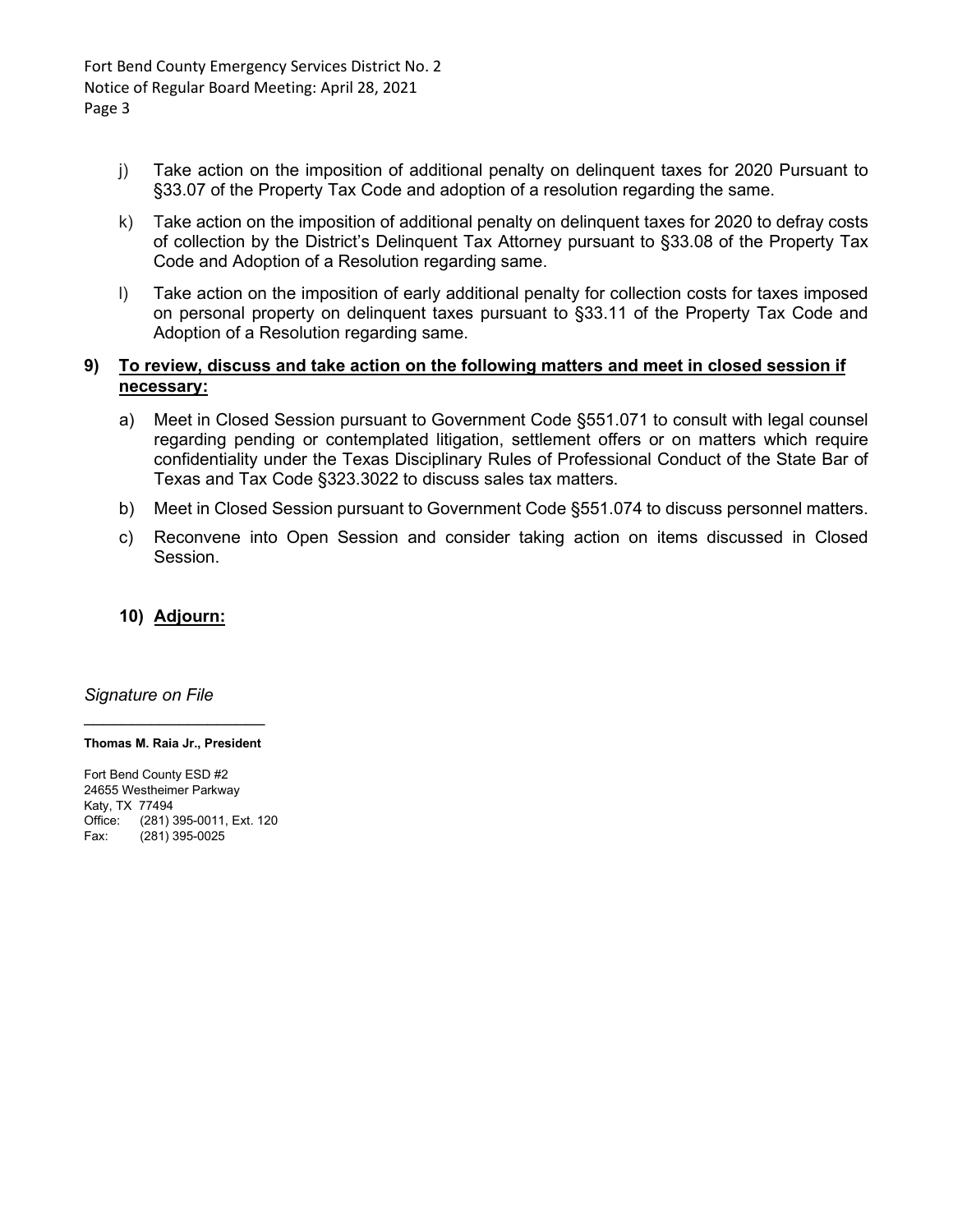j) Take action on the imposition of additional penalty on delinquent taxes for 2020 Pursuant to §33.07 of the Property Tax Code and adoption of a resolution regarding the same.

k) Take action on the imposition of additional penalty on delinquent taxes for 2020 to defray costs of collection by the District's Delinquent Tax Attorney pursuant to §33.08 of the Property Tax Code and Adoption of a Resolution regarding same.

l) Take action on the imposition of early additional penalty for collection costs for taxes imposed on personal property on delinquent taxes pursuant to §33.11 of the Property Tax Code and Adoption of a Resolution regarding same.

**9) <u>To review, discuss and take action on the following matters and meet in closed session if necessary:</u>**

a) Meet in Closed Session pursuant to Government Code §551.071 to consult with legal counsel regarding pending or contemplated litigation, settlement offers or on matters which require confidentiality under the Texas Disciplinary Rules of Professional Conduct of the State Bar of Texas and Tax Code §323.3022 to discuss sales tax matters.

b) Meet in Closed Session pursuant to Government Code §551.074 to discuss personnel matters.

c) Reconvene into Open Session and consider taking action on items discussed in Closed Session.

**10) <u>Adjourn:</u>**

*Signature on File*

____________________

**Thomas M. Raia Jr., President**

Fort Bend County ESD #2
24655 Westheimer Parkway
Katy, TX 77494
Office: (281) 395-0011, Ext. 120
Fax: (281) 395-0025